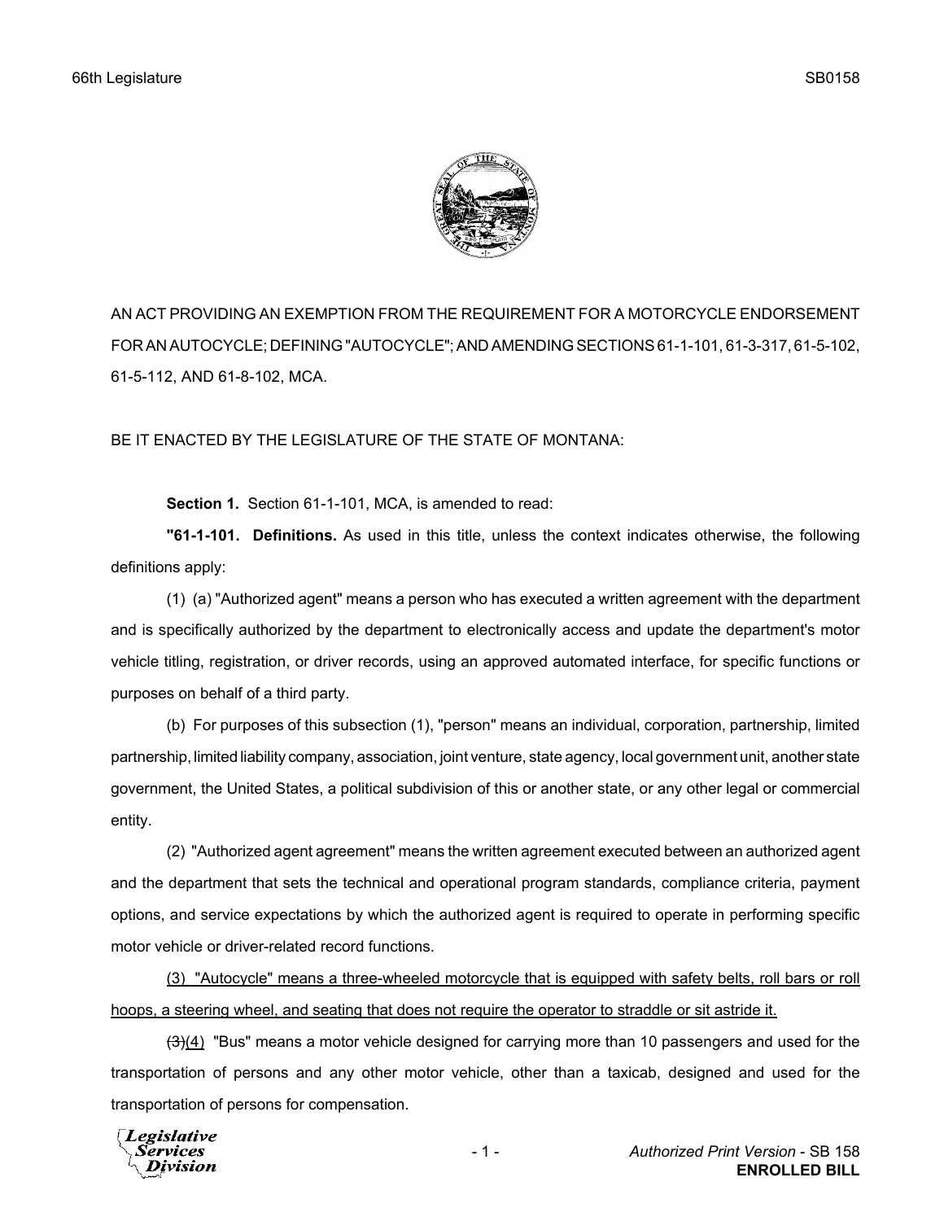AN ACT PROVIDING AN EXEMPTION FROM THE REQUIREMENT FOR A MOTORCYCLE ENDORSEMENT FOR AN AUTOCYCLE; DEFINING "AUTOCYCLE"; AND AMENDING SECTIONS 61-1-101, 61-3-317, 61-5-102, 61-5-112, AND 61-8-102, MCA.

BE IT ENACTED BY THE LEGISLATURE OF THE STATE OF MONTANA:

**Section 1.** Section 61-1-101, MCA, is amended to read:

**"61-1-101. Definitions.** As used in this title, unless the context indicates otherwise, the following definitions apply:

(1) (a) "Authorized agent" means a person who has executed a written agreement with the department and is specifically authorized by the department to electronically access and update the department's motor vehicle titling, registration, or driver records, using an approved automated interface, for specific functions or purposes on behalf of a third party.

(b) For purposes of this subsection (1), "person" means an individual, corporation, partnership, limited partnership, limited liability company, association, joint venture, state agency, local government unit, another state government, the United States, a political subdivision of this or another state, or any other legal or commercial entity.

(2) "Authorized agent agreement" means the written agreement executed between an authorized agent and the department that sets the technical and operational program standards, compliance criteria, payment options, and service expectations by which the authorized agent is required to operate in performing specific motor vehicle or driver-related record functions.

<u>(3) "Autocycle" means a three-wheeled motorcycle that is equipped with safety belts, roll bars or roll hoops, a steering wheel, and seating that does not require the operator to straddle or sit astride it.</u>

~~(3)~~<u>(4)</u> "Bus" means a motor vehicle designed for carrying more than 10 passengers and used for the transportation of persons and any other motor vehicle, other than a taxicab, designed and used for the transportation of persons for compensation.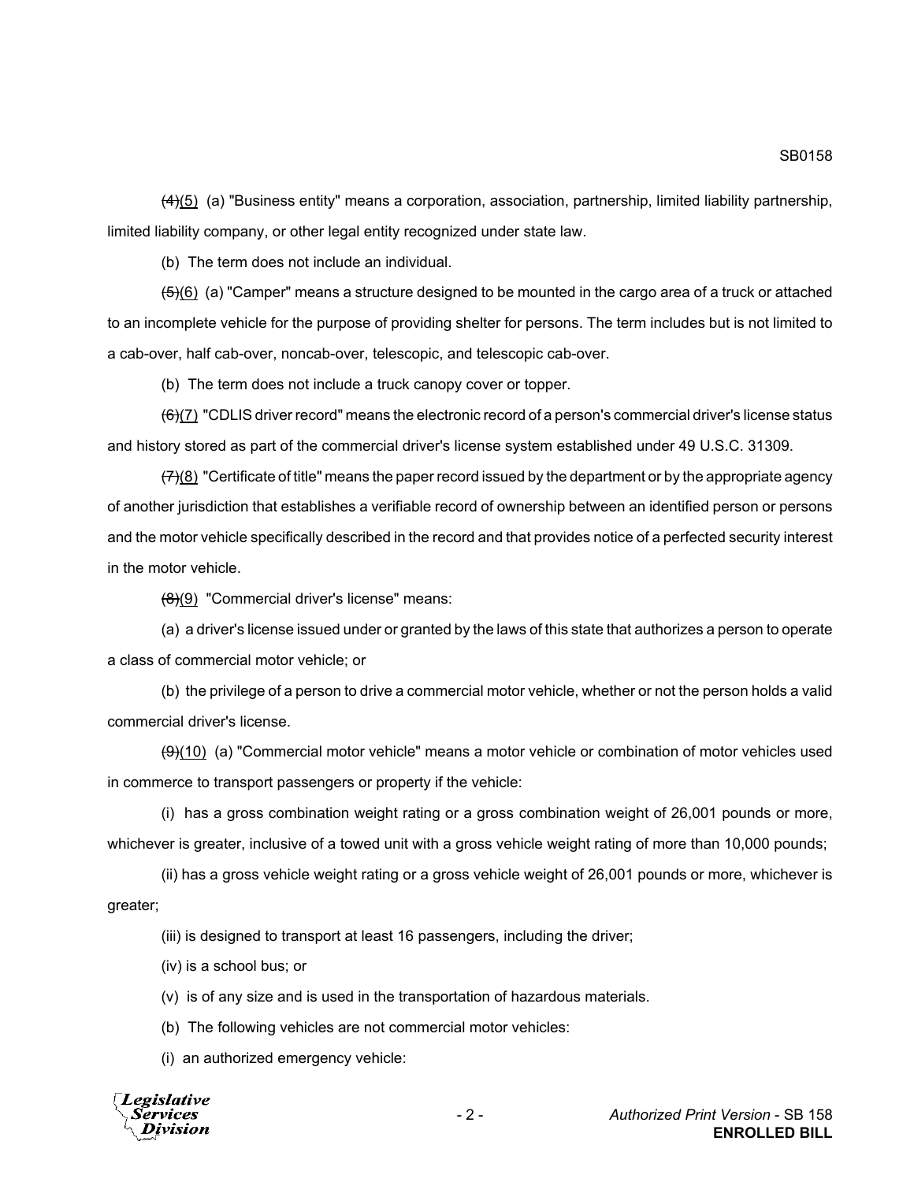~~(4)~~(5) (a) "Business entity" means a corporation, association, partnership, limited liability partnership, limited liability company, or other legal entity recognized under state law.

(b) The term does not include an individual.

~~(5)~~(6) (a) "Camper" means a structure designed to be mounted in the cargo area of a truck or attached to an incomplete vehicle for the purpose of providing shelter for persons. The term includes but is not limited to a cab-over, half cab-over, noncab-over, telescopic, and telescopic cab-over.

(b) The term does not include a truck canopy cover or topper.

~~(6)~~(7) "CDLIS driver record" means the electronic record of a person's commercial driver's license status and history stored as part of the commercial driver's license system established under 49 U.S.C. 31309.

~~(7)~~(8) "Certificate of title" means the paper record issued by the department or by the appropriate agency of another jurisdiction that establishes a verifiable record of ownership between an identified person or persons and the motor vehicle specifically described in the record and that provides notice of a perfected security interest in the motor vehicle.

~~(8)~~(9) "Commercial driver's license" means:

(a) a driver's license issued under or granted by the laws of this state that authorizes a person to operate a class of commercial motor vehicle; or

(b) the privilege of a person to drive a commercial motor vehicle, whether or not the person holds a valid commercial driver's license.

~~(9)~~(10) (a) "Commercial motor vehicle" means a motor vehicle or combination of motor vehicles used in commerce to transport passengers or property if the vehicle:

(i) has a gross combination weight rating or a gross combination weight of 26,001 pounds or more, whichever is greater, inclusive of a towed unit with a gross vehicle weight rating of more than 10,000 pounds;

(ii) has a gross vehicle weight rating or a gross vehicle weight of 26,001 pounds or more, whichever is greater;

(iii) is designed to transport at least 16 passengers, including the driver;

(iv) is a school bus; or

(v) is of any size and is used in the transportation of hazardous materials.

(b) The following vehicles are not commercial motor vehicles:

(i) an authorized emergency vehicle: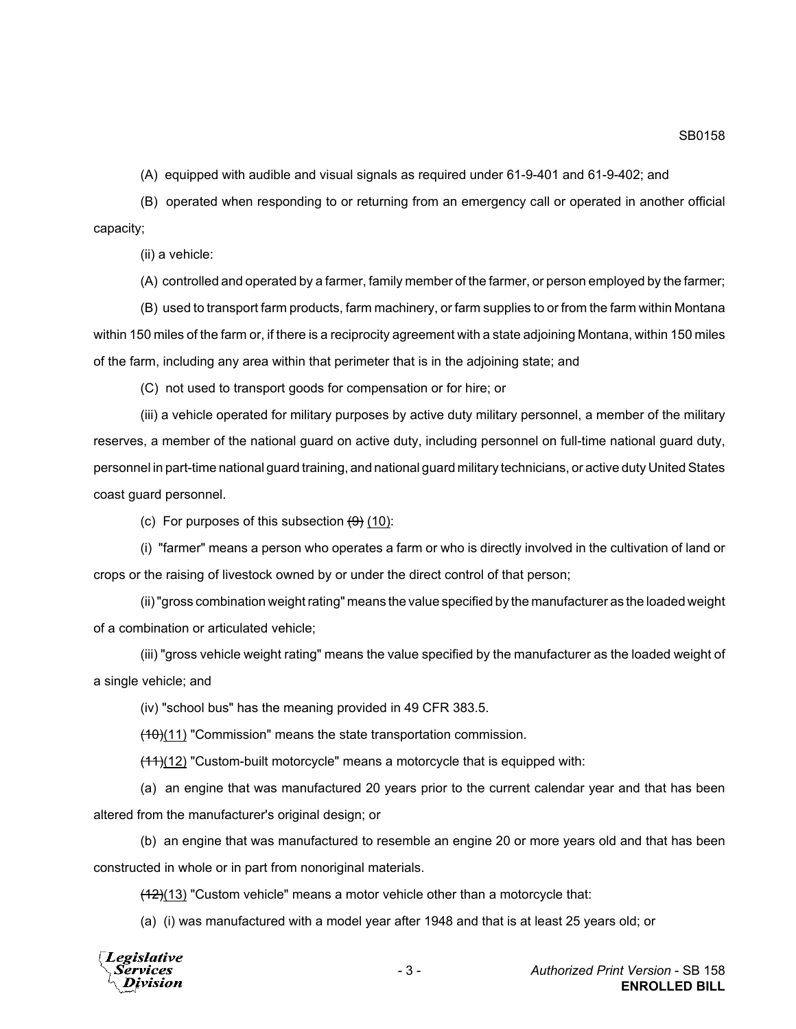(A) equipped with audible and visual signals as required under 61-9-401 and 61-9-402; and

(B) operated when responding to or returning from an emergency call or operated in another official capacity;

(ii) a vehicle:

(A) controlled and operated by a farmer, family member of the farmer, or person employed by the farmer;

(B) used to transport farm products, farm machinery, or farm supplies to or from the farm within Montana within 150 miles of the farm or, if there is a reciprocity agreement with a state adjoining Montana, within 150 miles of the farm, including any area within that perimeter that is in the adjoining state; and

(C) not used to transport goods for compensation or for hire; or

(iii) a vehicle operated for military purposes by active duty military personnel, a member of the military reserves, a member of the national guard on active duty, including personnel on full-time national guard duty, personnel in part-time national guard training, and national guard military technicians, or active duty United States coast guard personnel.

(c) For purposes of this subsection ~~(9)~~ (10):

(i) "farmer" means a person who operates a farm or who is directly involved in the cultivation of land or crops or the raising of livestock owned by or under the direct control of that person;

(ii) "gross combination weight rating" means the value specified by the manufacturer as the loaded weight of a combination or articulated vehicle;

(iii) "gross vehicle weight rating" means the value specified by the manufacturer as the loaded weight of a single vehicle; and

(iv) "school bus" has the meaning provided in 49 CFR 383.5.

~~(10)~~(11) "Commission" means the state transportation commission.

~~(11)~~(12) "Custom-built motorcycle" means a motorcycle that is equipped with:

(a) an engine that was manufactured 20 years prior to the current calendar year and that has been altered from the manufacturer's original design; or

(b) an engine that was manufactured to resemble an engine 20 or more years old and that has been constructed in whole or in part from nonoriginal materials.

~~(12)~~(13) "Custom vehicle" means a motor vehicle other than a motorcycle that:

(a) (i) was manufactured with a model year after 1948 and that is at least 25 years old; or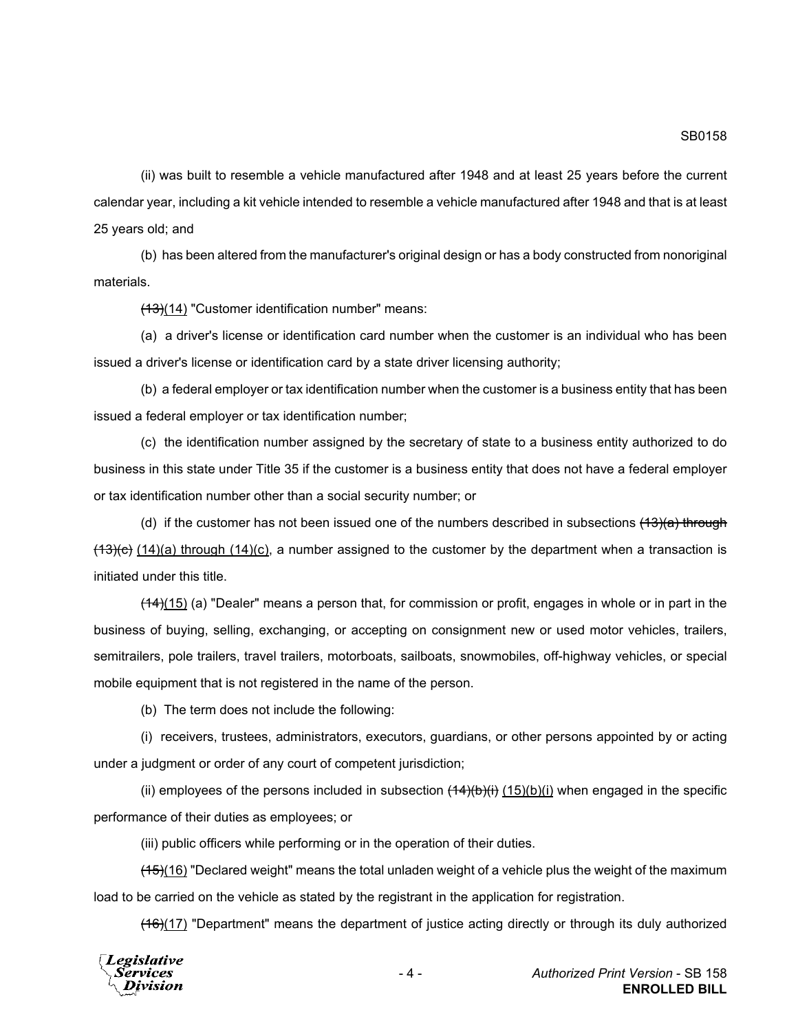(ii) was built to resemble a vehicle manufactured after 1948 and at least 25 years before the current calendar year, including a kit vehicle intended to resemble a vehicle manufactured after 1948 and that is at least 25 years old; and

(b) has been altered from the manufacturer's original design or has a body constructed from nonoriginal materials.

~~(13)~~(14) "Customer identification number" means:

(a) a driver's license or identification card number when the customer is an individual who has been issued a driver's license or identification card by a state driver licensing authority;

(b) a federal employer or tax identification number when the customer is a business entity that has been issued a federal employer or tax identification number;

(c) the identification number assigned by the secretary of state to a business entity authorized to do business in this state under Title 35 if the customer is a business entity that does not have a federal employer or tax identification number other than a social security number; or

(d) if the customer has not been issued one of the numbers described in subsections ~~(13)(a) through (13)(c)~~ (14)(a) through (14)(c), a number assigned to the customer by the department when a transaction is initiated under this title.

~~(14)~~(15) (a) "Dealer" means a person that, for commission or profit, engages in whole or in part in the business of buying, selling, exchanging, or accepting on consignment new or used motor vehicles, trailers, semitrailers, pole trailers, travel trailers, motorboats, sailboats, snowmobiles, off-highway vehicles, or special mobile equipment that is not registered in the name of the person.

(b) The term does not include the following:

(i) receivers, trustees, administrators, executors, guardians, or other persons appointed by or acting under a judgment or order of any court of competent jurisdiction;

(ii) employees of the persons included in subsection ~~(14)(b)(i)~~ (15)(b)(i) when engaged in the specific performance of their duties as employees; or

(iii) public officers while performing or in the operation of their duties.

~~(15)~~(16) "Declared weight" means the total unladen weight of a vehicle plus the weight of the maximum load to be carried on the vehicle as stated by the registrant in the application for registration.

~~(16)~~(17) "Department" means the department of justice acting directly or through its duly authorized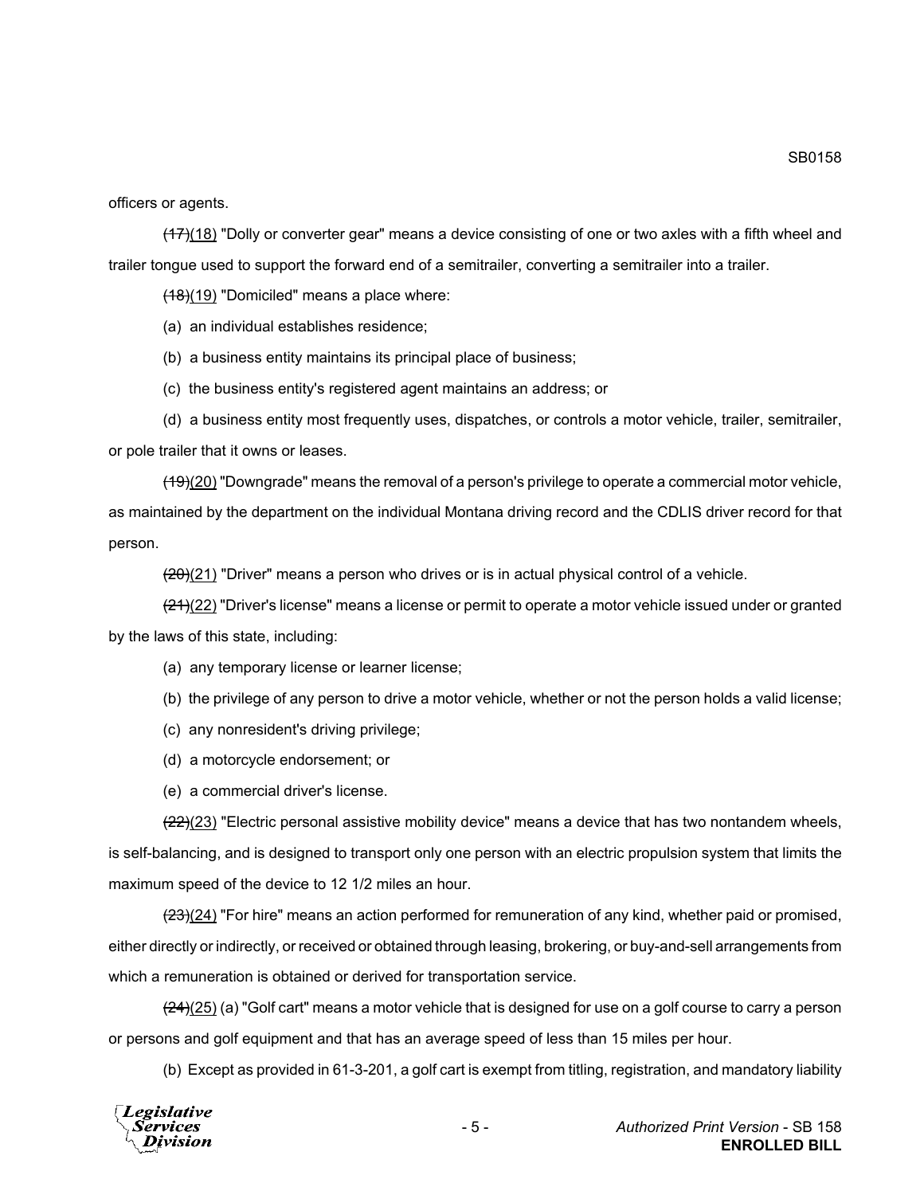officers or agents.

~~(17)~~(18) "Dolly or converter gear" means a device consisting of one or two axles with a fifth wheel and trailer tongue used to support the forward end of a semitrailer, converting a semitrailer into a trailer.

~~(18)~~(19) "Domiciled" means a place where:

(a) an individual establishes residence;

(b) a business entity maintains its principal place of business;

(c) the business entity's registered agent maintains an address; or

(d) a business entity most frequently uses, dispatches, or controls a motor vehicle, trailer, semitrailer, or pole trailer that it owns or leases.

~~(19)~~(20) "Downgrade" means the removal of a person's privilege to operate a commercial motor vehicle, as maintained by the department on the individual Montana driving record and the CDLIS driver record for that person.

~~(20)~~(21) "Driver" means a person who drives or is in actual physical control of a vehicle.

~~(21)~~(22) "Driver's license" means a license or permit to operate a motor vehicle issued under or granted by the laws of this state, including:

(a) any temporary license or learner license;

(b) the privilege of any person to drive a motor vehicle, whether or not the person holds a valid license;

(c) any nonresident's driving privilege;

(d) a motorcycle endorsement; or

(e) a commercial driver's license.

~~(22)~~(23) "Electric personal assistive mobility device" means a device that has two nontandem wheels, is self-balancing, and is designed to transport only one person with an electric propulsion system that limits the maximum speed of the device to 12 1/2 miles an hour.

~~(23)~~(24) "For hire" means an action performed for remuneration of any kind, whether paid or promised, either directly or indirectly, or received or obtained through leasing, brokering, or buy-and-sell arrangements from which a remuneration is obtained or derived for transportation service.

~~(24)~~(25) (a) "Golf cart" means a motor vehicle that is designed for use on a golf course to carry a person or persons and golf equipment and that has an average speed of less than 15 miles per hour.

(b) Except as provided in 61-3-201, a golf cart is exempt from titling, registration, and mandatory liability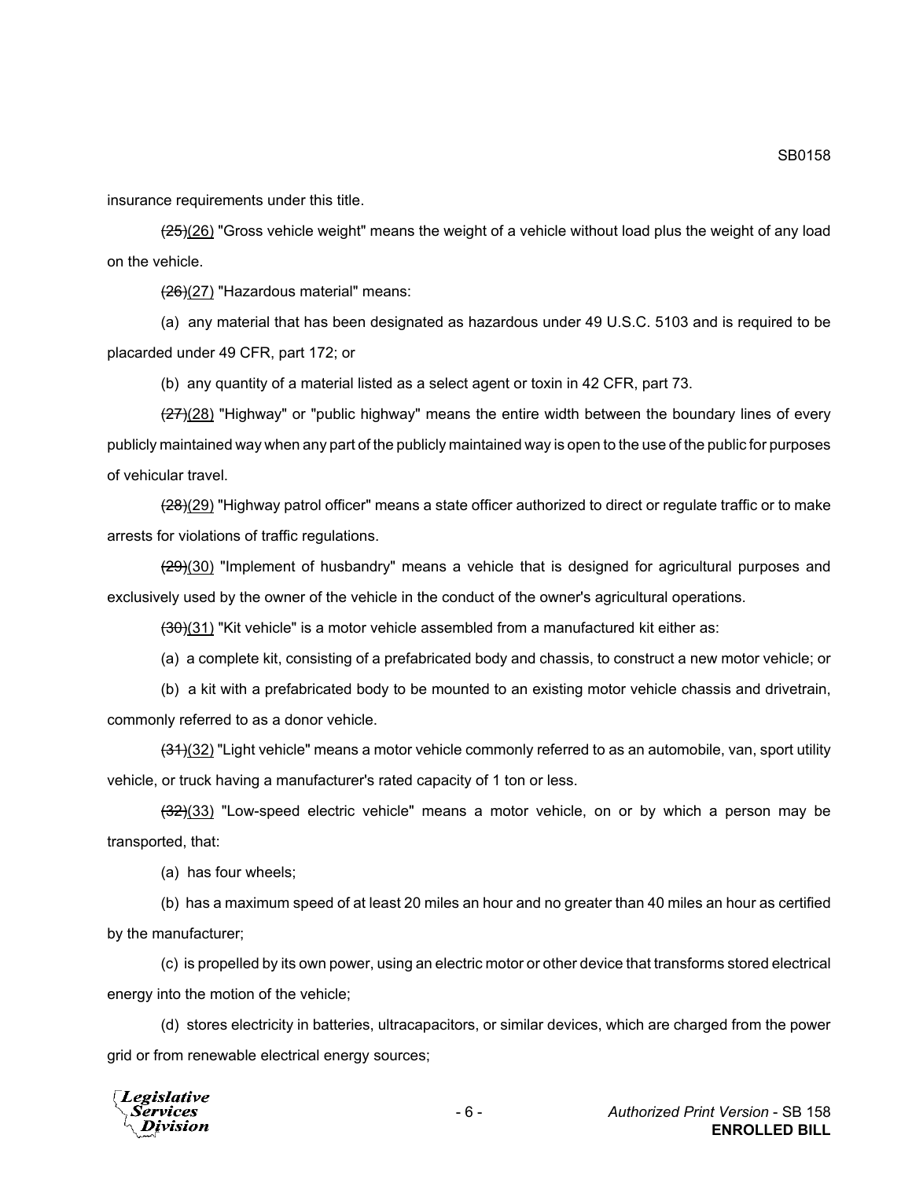insurance requirements under this title.

~~(25)~~(26) "Gross vehicle weight" means the weight of a vehicle without load plus the weight of any load on the vehicle.

~~(26)~~(27) "Hazardous material" means:

(a) any material that has been designated as hazardous under 49 U.S.C. 5103 and is required to be placarded under 49 CFR, part 172; or

(b) any quantity of a material listed as a select agent or toxin in 42 CFR, part 73.

~~(27)~~(28) "Highway" or "public highway" means the entire width between the boundary lines of every publicly maintained way when any part of the publicly maintained way is open to the use of the public for purposes of vehicular travel.

~~(28)~~(29) "Highway patrol officer" means a state officer authorized to direct or regulate traffic or to make arrests for violations of traffic regulations.

~~(29)~~(30) "Implement of husbandry" means a vehicle that is designed for agricultural purposes and exclusively used by the owner of the vehicle in the conduct of the owner's agricultural operations.

~~(30)~~(31) "Kit vehicle" is a motor vehicle assembled from a manufactured kit either as:

(a) a complete kit, consisting of a prefabricated body and chassis, to construct a new motor vehicle; or

(b) a kit with a prefabricated body to be mounted to an existing motor vehicle chassis and drivetrain, commonly referred to as a donor vehicle.

~~(31)~~(32) "Light vehicle" means a motor vehicle commonly referred to as an automobile, van, sport utility vehicle, or truck having a manufacturer's rated capacity of 1 ton or less.

~~(32)~~(33) "Low-speed electric vehicle" means a motor vehicle, on or by which a person may be transported, that:

(a) has four wheels;

(b) has a maximum speed of at least 20 miles an hour and no greater than 40 miles an hour as certified by the manufacturer;

(c) is propelled by its own power, using an electric motor or other device that transforms stored electrical energy into the motion of the vehicle;

(d) stores electricity in batteries, ultracapacitors, or similar devices, which are charged from the power grid or from renewable electrical energy sources;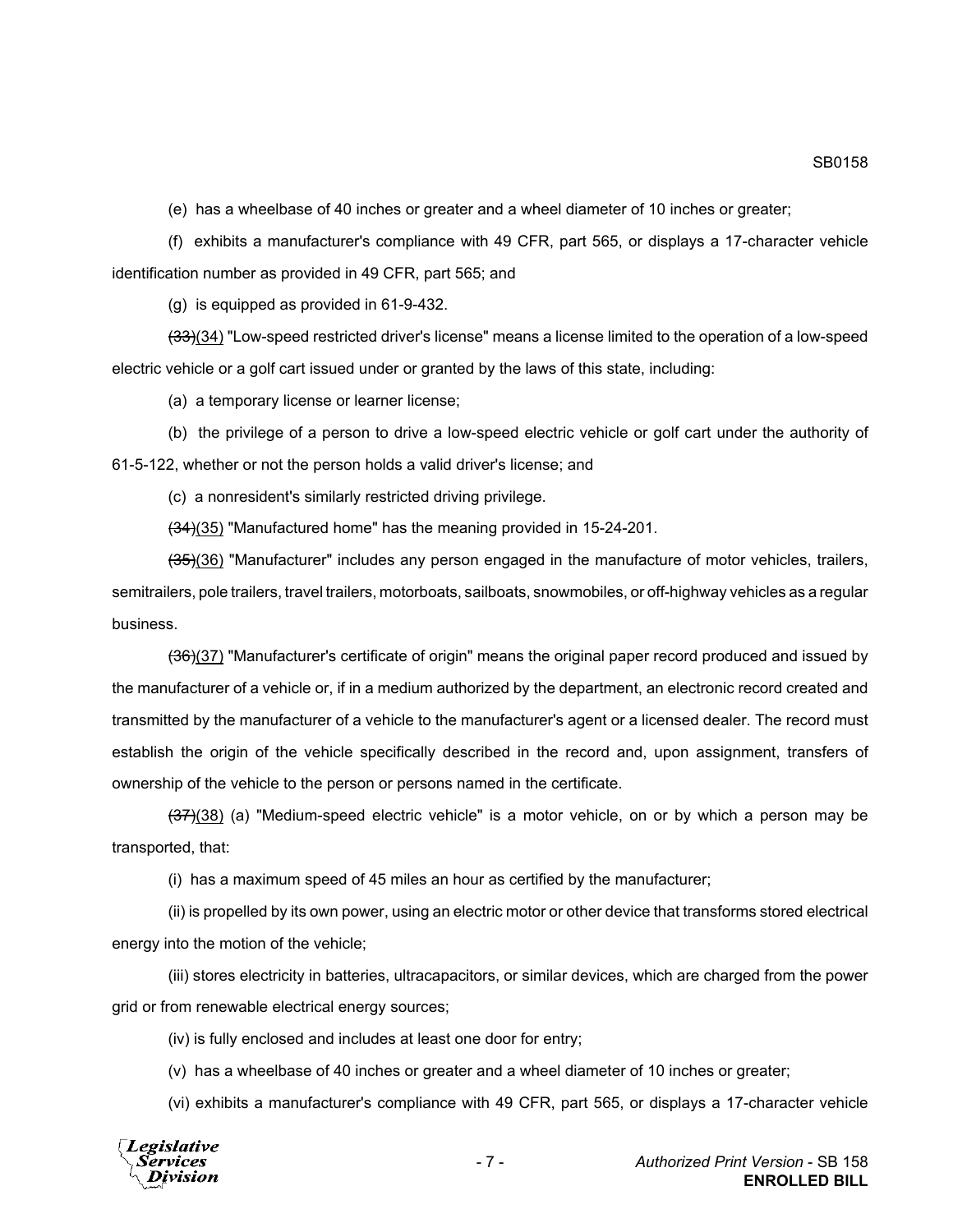(e) has a wheelbase of 40 inches or greater and a wheel diameter of 10 inches or greater;

(f) exhibits a manufacturer's compliance with 49 CFR, part 565, or displays a 17-character vehicle identification number as provided in 49 CFR, part 565; and

(g) is equipped as provided in 61-9-432.

~~(33)~~(34) "Low-speed restricted driver's license" means a license limited to the operation of a low-speed electric vehicle or a golf cart issued under or granted by the laws of this state, including:

(a) a temporary license or learner license;

(b) the privilege of a person to drive a low-speed electric vehicle or golf cart under the authority of 61-5-122, whether or not the person holds a valid driver's license; and

(c) a nonresident's similarly restricted driving privilege.

~~(34)~~(35) "Manufactured home" has the meaning provided in 15-24-201.

~~(35)~~(36) "Manufacturer" includes any person engaged in the manufacture of motor vehicles, trailers, semitrailers, pole trailers, travel trailers, motorboats, sailboats, snowmobiles, or off-highway vehicles as a regular business.

~~(36)~~(37) "Manufacturer's certificate of origin" means the original paper record produced and issued by the manufacturer of a vehicle or, if in a medium authorized by the department, an electronic record created and transmitted by the manufacturer of a vehicle to the manufacturer's agent or a licensed dealer. The record must establish the origin of the vehicle specifically described in the record and, upon assignment, transfers of ownership of the vehicle to the person or persons named in the certificate.

~~(37)~~(38) (a) "Medium-speed electric vehicle" is a motor vehicle, on or by which a person may be transported, that:

(i) has a maximum speed of 45 miles an hour as certified by the manufacturer;

(ii) is propelled by its own power, using an electric motor or other device that transforms stored electrical energy into the motion of the vehicle;

(iii) stores electricity in batteries, ultracapacitors, or similar devices, which are charged from the power grid or from renewable electrical energy sources;

(iv) is fully enclosed and includes at least one door for entry;

(v) has a wheelbase of 40 inches or greater and a wheel diameter of 10 inches or greater;

(vi) exhibits a manufacturer's compliance with 49 CFR, part 565, or displays a 17-character vehicle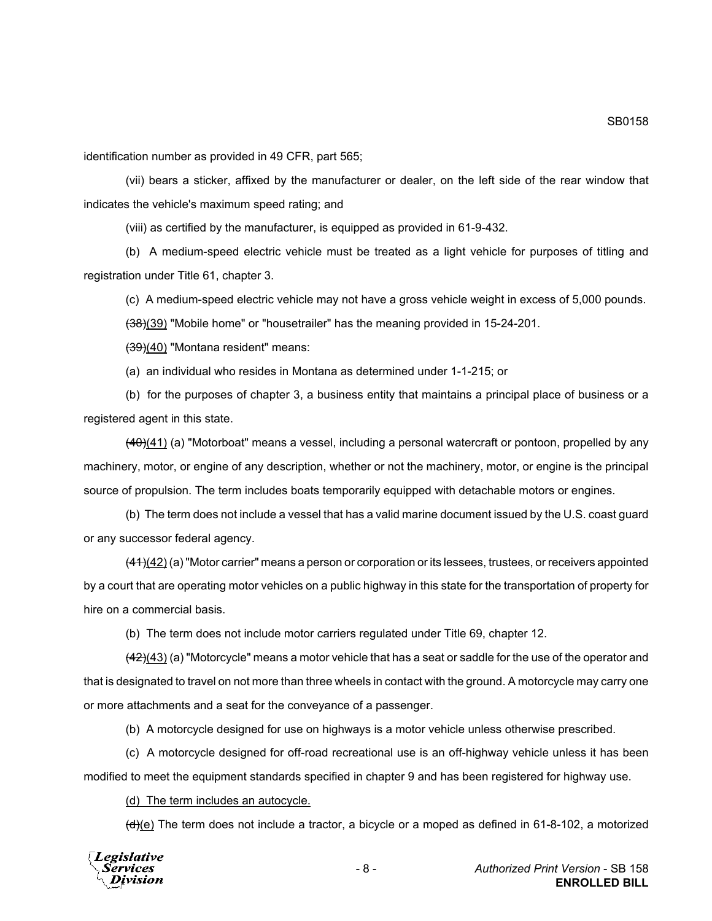identification number as provided in 49 CFR, part 565;

(vii) bears a sticker, affixed by the manufacturer or dealer, on the left side of the rear window that indicates the vehicle's maximum speed rating; and

(viii) as certified by the manufacturer, is equipped as provided in 61-9-432.

(b) A medium-speed electric vehicle must be treated as a light vehicle for purposes of titling and registration under Title 61, chapter 3.

(c) A medium-speed electric vehicle may not have a gross vehicle weight in excess of 5,000 pounds.

~~(38)~~(39) "Mobile home" or "housetrailer" has the meaning provided in 15-24-201.

~~(39)~~(40) "Montana resident" means:

(a) an individual who resides in Montana as determined under 1-1-215; or

(b) for the purposes of chapter 3, a business entity that maintains a principal place of business or a registered agent in this state.

~~(40)~~(41) (a) "Motorboat" means a vessel, including a personal watercraft or pontoon, propelled by any machinery, motor, or engine of any description, whether or not the machinery, motor, or engine is the principal source of propulsion. The term includes boats temporarily equipped with detachable motors or engines.

(b) The term does not include a vessel that has a valid marine document issued by the U.S. coast guard or any successor federal agency.

~~(41)~~(42) (a) "Motor carrier" means a person or corporation or its lessees, trustees, or receivers appointed by a court that are operating motor vehicles on a public highway in this state for the transportation of property for hire on a commercial basis.

(b) The term does not include motor carriers regulated under Title 69, chapter 12.

~~(42)~~(43) (a) "Motorcycle" means a motor vehicle that has a seat or saddle for the use of the operator and that is designated to travel on not more than three wheels in contact with the ground. A motorcycle may carry one or more attachments and a seat for the conveyance of a passenger.

(b) A motorcycle designed for use on highways is a motor vehicle unless otherwise prescribed.

(c) A motorcycle designed for off-road recreational use is an off-highway vehicle unless it has been modified to meet the equipment standards specified in chapter 9 and has been registered for highway use.

(d) The term includes an autocycle.

~~(d)~~(e) The term does not include a tractor, a bicycle or a moped as defined in 61-8-102, a motorized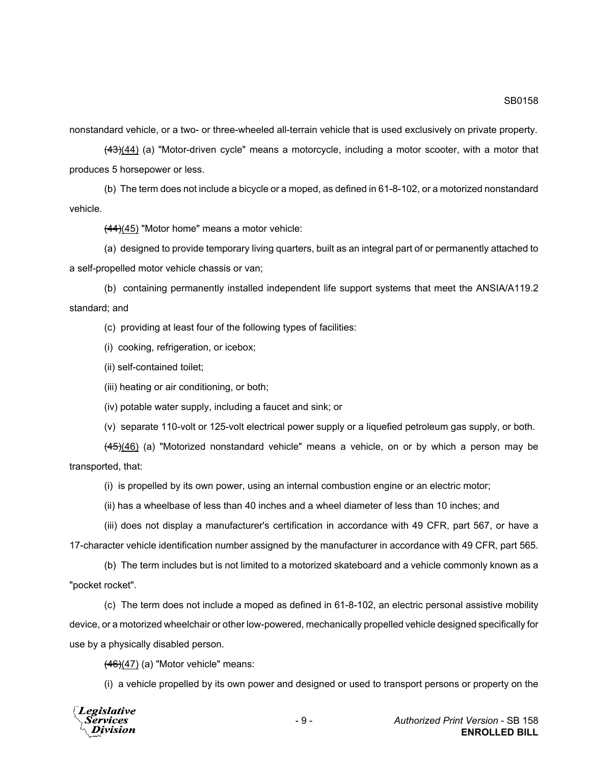nonstandard vehicle, or a two- or three-wheeled all-terrain vehicle that is used exclusively on private property.

~~(43)~~(44) (a) "Motor-driven cycle" means a motorcycle, including a motor scooter, with a motor that produces 5 horsepower or less.

(b) The term does not include a bicycle or a moped, as defined in 61-8-102, or a motorized nonstandard vehicle.

~~(44)~~(45) "Motor home" means a motor vehicle:

(a) designed to provide temporary living quarters, built as an integral part of or permanently attached to a self-propelled motor vehicle chassis or van;

(b) containing permanently installed independent life support systems that meet the ANSIA/A119.2 standard; and

(c) providing at least four of the following types of facilities:

(i) cooking, refrigeration, or icebox;

(ii) self-contained toilet;

(iii) heating or air conditioning, or both;

(iv) potable water supply, including a faucet and sink; or

(v) separate 110-volt or 125-volt electrical power supply or a liquefied petroleum gas supply, or both.

~~(45)~~(46) (a) "Motorized nonstandard vehicle" means a vehicle, on or by which a person may be transported, that:

(i) is propelled by its own power, using an internal combustion engine or an electric motor;

(ii) has a wheelbase of less than 40 inches and a wheel diameter of less than 10 inches; and

(iii) does not display a manufacturer's certification in accordance with 49 CFR, part 567, or have a 17-character vehicle identification number assigned by the manufacturer in accordance with 49 CFR, part 565.

(b) The term includes but is not limited to a motorized skateboard and a vehicle commonly known as a "pocket rocket".

(c) The term does not include a moped as defined in 61-8-102, an electric personal assistive mobility device, or a motorized wheelchair or other low-powered, mechanically propelled vehicle designed specifically for use by a physically disabled person.

~~(46)~~(47) (a) "Motor vehicle" means:

(i) a vehicle propelled by its own power and designed or used to transport persons or property on the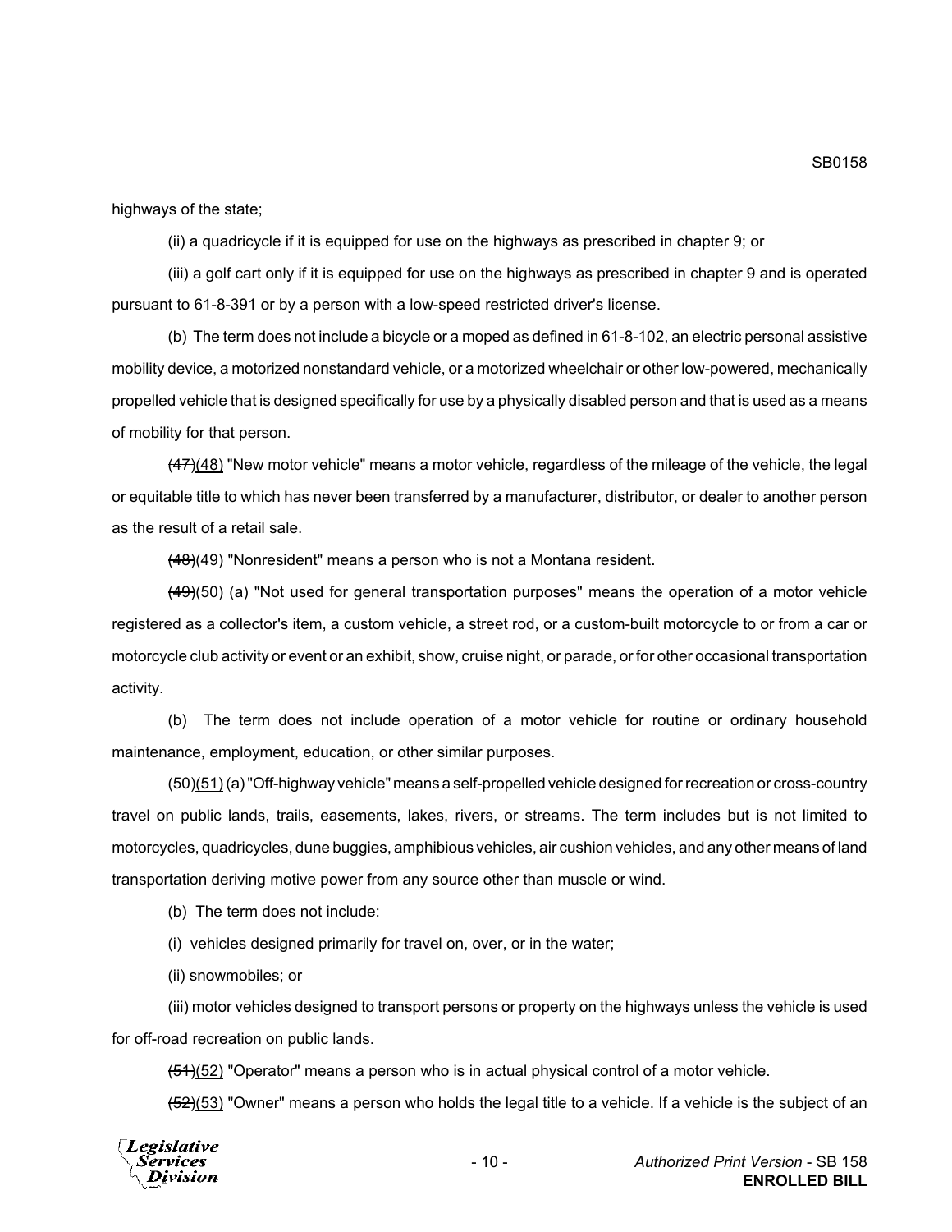highways of the state;

(ii) a quadricycle if it is equipped for use on the highways as prescribed in chapter 9; or

(iii) a golf cart only if it is equipped for use on the highways as prescribed in chapter 9 and is operated pursuant to 61-8-391 or by a person with a low-speed restricted driver's license.

(b) The term does not include a bicycle or a moped as defined in 61-8-102, an electric personal assistive mobility device, a motorized nonstandard vehicle, or a motorized wheelchair or other low-powered, mechanically propelled vehicle that is designed specifically for use by a physically disabled person and that is used as a means of mobility for that person.

~~(47)~~(48) "New motor vehicle" means a motor vehicle, regardless of the mileage of the vehicle, the legal or equitable title to which has never been transferred by a manufacturer, distributor, or dealer to another person as the result of a retail sale.

~~(48)~~(49) "Nonresident" means a person who is not a Montana resident.

~~(49)~~(50) (a) "Not used for general transportation purposes" means the operation of a motor vehicle registered as a collector's item, a custom vehicle, a street rod, or a custom-built motorcycle to or from a car or motorcycle club activity or event or an exhibit, show, cruise night, or parade, or for other occasional transportation activity.

(b) The term does not include operation of a motor vehicle for routine or ordinary household maintenance, employment, education, or other similar purposes.

~~(50)~~(51) (a) "Off-highway vehicle" means a self-propelled vehicle designed for recreation or cross-country travel on public lands, trails, easements, lakes, rivers, or streams. The term includes but is not limited to motorcycles, quadricycles, dune buggies, amphibious vehicles, air cushion vehicles, and any other means of land transportation deriving motive power from any source other than muscle or wind.

(b) The term does not include:

(i) vehicles designed primarily for travel on, over, or in the water;

(ii) snowmobiles; or

(iii) motor vehicles designed to transport persons or property on the highways unless the vehicle is used for off-road recreation on public lands.

~~(51)~~(52) "Operator" means a person who is in actual physical control of a motor vehicle.

~~(52)~~(53) "Owner" means a person who holds the legal title to a vehicle. If a vehicle is the subject of an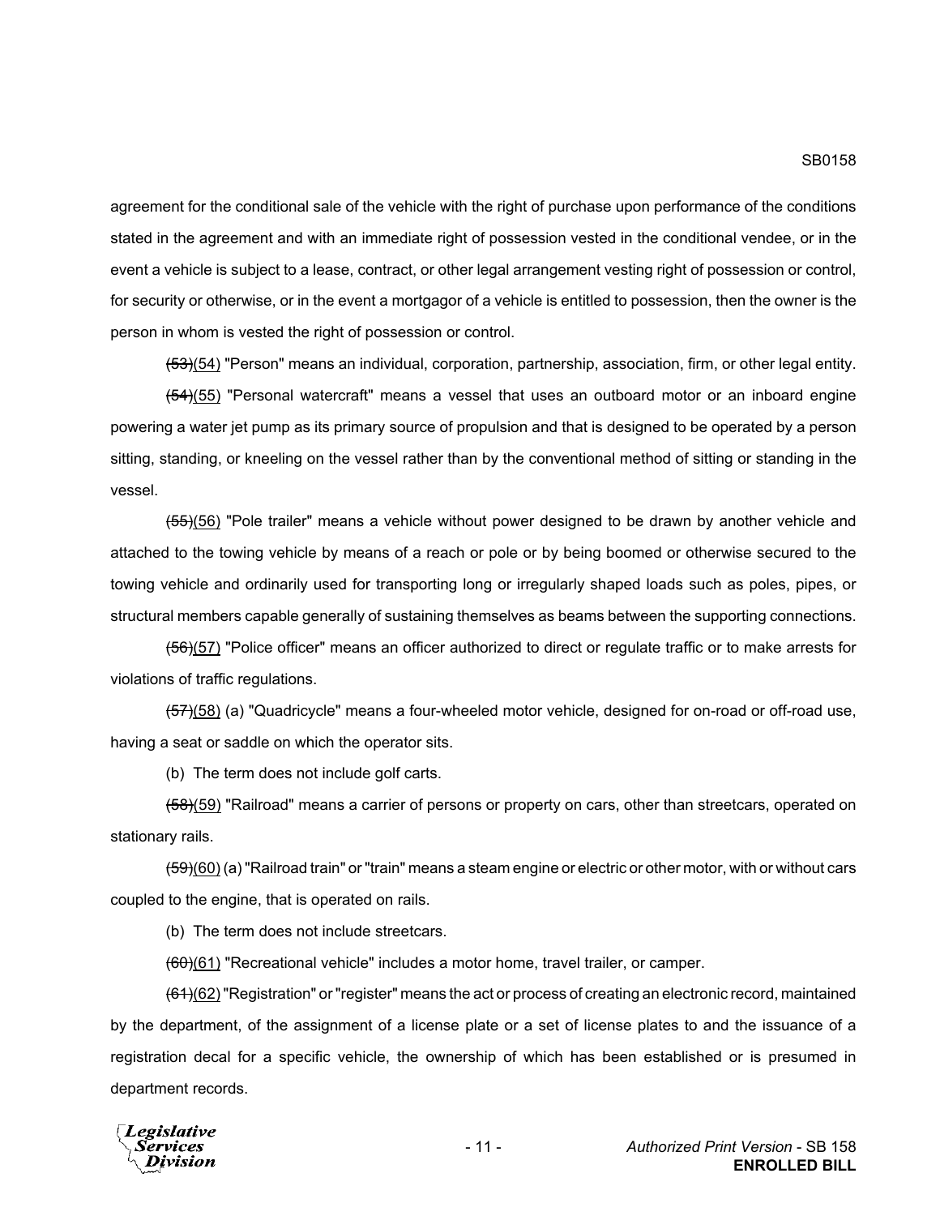agreement for the conditional sale of the vehicle with the right of purchase upon performance of the conditions stated in the agreement and with an immediate right of possession vested in the conditional vendee, or in the event a vehicle is subject to a lease, contract, or other legal arrangement vesting right of possession or control, for security or otherwise, or in the event a mortgagor of a vehicle is entitled to possession, then the owner is the person in whom is vested the right of possession or control.

~~(53)~~(54) "Person" means an individual, corporation, partnership, association, firm, or other legal entity.

~~(54)~~(55) "Personal watercraft" means a vessel that uses an outboard motor or an inboard engine powering a water jet pump as its primary source of propulsion and that is designed to be operated by a person sitting, standing, or kneeling on the vessel rather than by the conventional method of sitting or standing in the vessel.

~~(55)~~(56) "Pole trailer" means a vehicle without power designed to be drawn by another vehicle and attached to the towing vehicle by means of a reach or pole or by being boomed or otherwise secured to the towing vehicle and ordinarily used for transporting long or irregularly shaped loads such as poles, pipes, or structural members capable generally of sustaining themselves as beams between the supporting connections.

~~(56)~~(57) "Police officer" means an officer authorized to direct or regulate traffic or to make arrests for violations of traffic regulations.

~~(57)~~(58) (a) "Quadricycle" means a four-wheeled motor vehicle, designed for on-road or off-road use, having a seat or saddle on which the operator sits.

(b) The term does not include golf carts.

~~(58)~~(59) "Railroad" means a carrier of persons or property on cars, other than streetcars, operated on stationary rails.

~~(59)~~(60) (a) "Railroad train" or "train" means a steam engine or electric or other motor, with or without cars coupled to the engine, that is operated on rails.

(b) The term does not include streetcars.

~~(60)~~(61) "Recreational vehicle" includes a motor home, travel trailer, or camper.

~~(61)~~(62) "Registration" or "register" means the act or process of creating an electronic record, maintained by the department, of the assignment of a license plate or a set of license plates to and the issuance of a registration decal for a specific vehicle, the ownership of which has been established or is presumed in department records.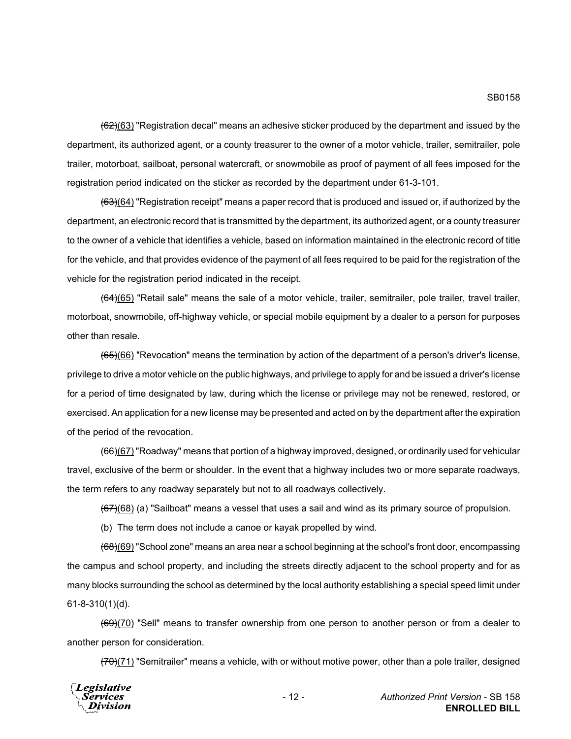~~(62)~~(63) "Registration decal" means an adhesive sticker produced by the department and issued by the department, its authorized agent, or a county treasurer to the owner of a motor vehicle, trailer, semitrailer, pole trailer, motorboat, sailboat, personal watercraft, or snowmobile as proof of payment of all fees imposed for the registration period indicated on the sticker as recorded by the department under 61-3-101.

~~(63)~~(64) "Registration receipt" means a paper record that is produced and issued or, if authorized by the department, an electronic record that is transmitted by the department, its authorized agent, or a county treasurer to the owner of a vehicle that identifies a vehicle, based on information maintained in the electronic record of title for the vehicle, and that provides evidence of the payment of all fees required to be paid for the registration of the vehicle for the registration period indicated in the receipt.

~~(64)~~(65) "Retail sale" means the sale of a motor vehicle, trailer, semitrailer, pole trailer, travel trailer, motorboat, snowmobile, off-highway vehicle, or special mobile equipment by a dealer to a person for purposes other than resale.

~~(65)~~(66) "Revocation" means the termination by action of the department of a person's driver's license, privilege to drive a motor vehicle on the public highways, and privilege to apply for and be issued a driver's license for a period of time designated by law, during which the license or privilege may not be renewed, restored, or exercised. An application for a new license may be presented and acted on by the department after the expiration of the period of the revocation.

~~(66)~~(67) "Roadway" means that portion of a highway improved, designed, or ordinarily used for vehicular travel, exclusive of the berm or shoulder. In the event that a highway includes two or more separate roadways, the term refers to any roadway separately but not to all roadways collectively.

~~(67)~~(68) (a) "Sailboat" means a vessel that uses a sail and wind as its primary source of propulsion.

(b) The term does not include a canoe or kayak propelled by wind.

~~(68)~~(69) "School zone" means an area near a school beginning at the school's front door, encompassing the campus and school property, and including the streets directly adjacent to the school property and for as many blocks surrounding the school as determined by the local authority establishing a special speed limit under 61-8-310(1)(d).

~~(69)~~(70) "Sell" means to transfer ownership from one person to another person or from a dealer to another person for consideration.

~~(70)~~(71) "Semitrailer" means a vehicle, with or without motive power, other than a pole trailer, designed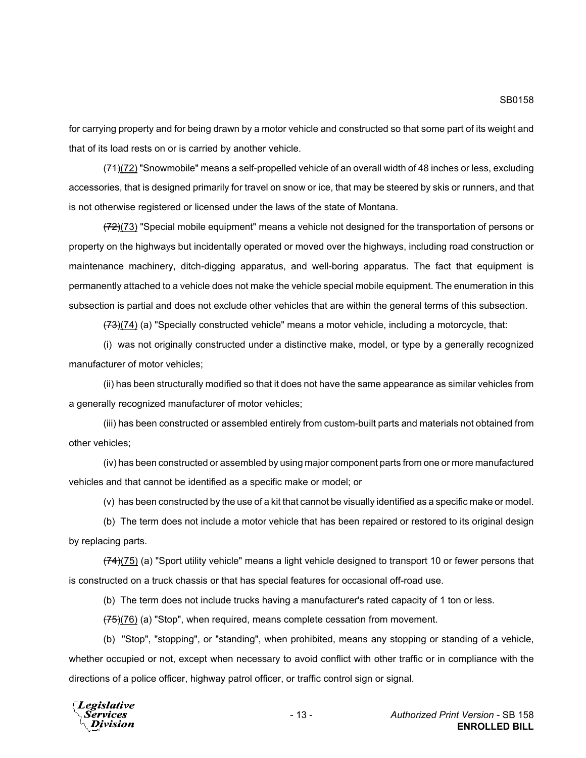for carrying property and for being drawn by a motor vehicle and constructed so that some part of its weight and that of its load rests on or is carried by another vehicle.

~~(71)~~(72) "Snowmobile" means a self-propelled vehicle of an overall width of 48 inches or less, excluding accessories, that is designed primarily for travel on snow or ice, that may be steered by skis or runners, and that is not otherwise registered or licensed under the laws of the state of Montana.

~~(72)~~(73) "Special mobile equipment" means a vehicle not designed for the transportation of persons or property on the highways but incidentally operated or moved over the highways, including road construction or maintenance machinery, ditch-digging apparatus, and well-boring apparatus. The fact that equipment is permanently attached to a vehicle does not make the vehicle special mobile equipment. The enumeration in this subsection is partial and does not exclude other vehicles that are within the general terms of this subsection.

~~(73)~~(74) (a) "Specially constructed vehicle" means a motor vehicle, including a motorcycle, that:

(i) was not originally constructed under a distinctive make, model, or type by a generally recognized manufacturer of motor vehicles;

(ii) has been structurally modified so that it does not have the same appearance as similar vehicles from a generally recognized manufacturer of motor vehicles;

(iii) has been constructed or assembled entirely from custom-built parts and materials not obtained from other vehicles;

(iv) has been constructed or assembled by using major component parts from one or more manufactured vehicles and that cannot be identified as a specific make or model; or

(v) has been constructed by the use of a kit that cannot be visually identified as a specific make or model.

(b) The term does not include a motor vehicle that has been repaired or restored to its original design by replacing parts.

~~(74)~~(75) (a) "Sport utility vehicle" means a light vehicle designed to transport 10 or fewer persons that is constructed on a truck chassis or that has special features for occasional off-road use.

(b) The term does not include trucks having a manufacturer's rated capacity of 1 ton or less.

~~(75)~~(76) (a) "Stop", when required, means complete cessation from movement.

(b) "Stop", "stopping", or "standing", when prohibited, means any stopping or standing of a vehicle, whether occupied or not, except when necessary to avoid conflict with other traffic or in compliance with the directions of a police officer, highway patrol officer, or traffic control sign or signal.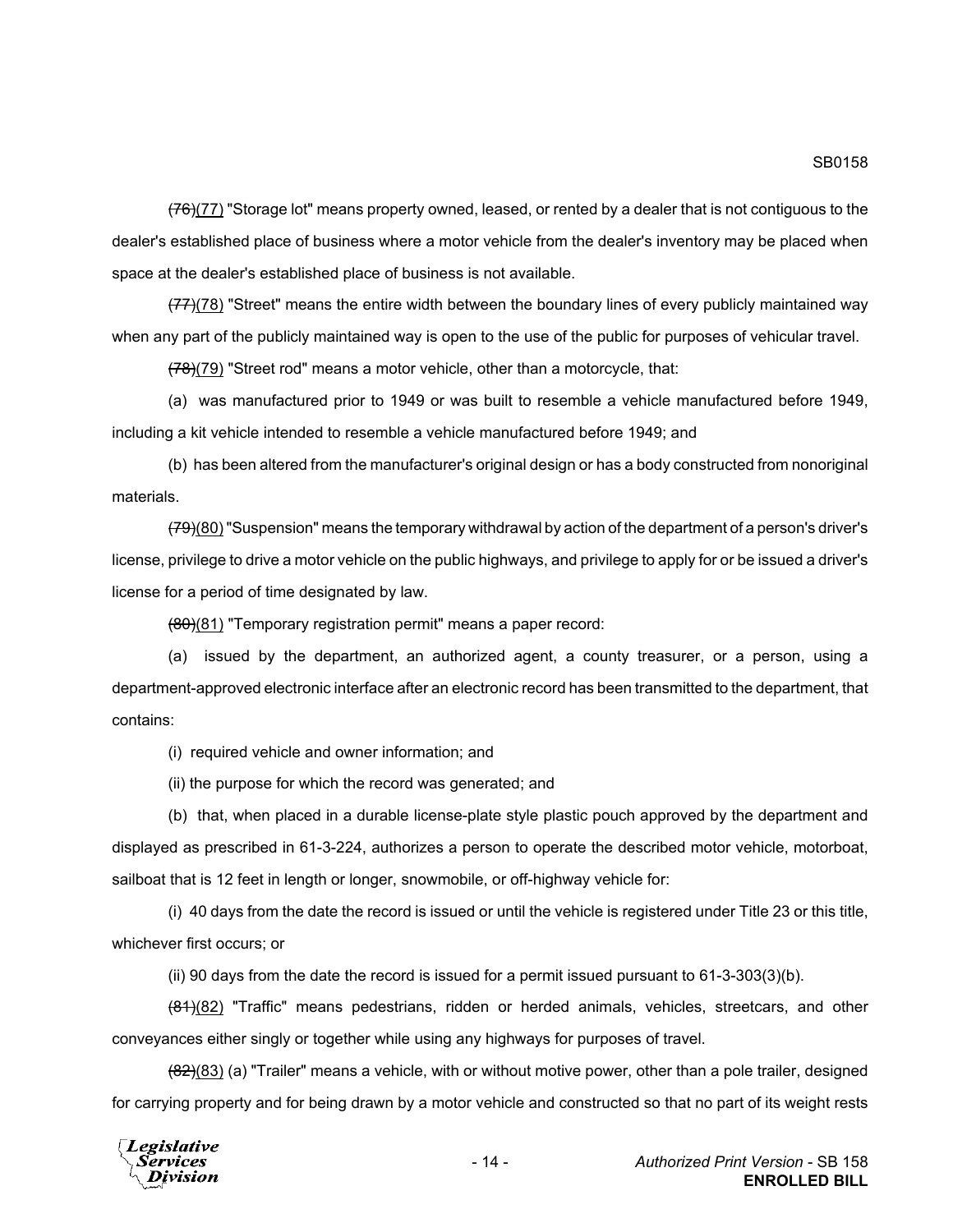~~(76)~~(77) "Storage lot" means property owned, leased, or rented by a dealer that is not contiguous to the dealer's established place of business where a motor vehicle from the dealer's inventory may be placed when space at the dealer's established place of business is not available.

~~(77)~~(78) "Street" means the entire width between the boundary lines of every publicly maintained way when any part of the publicly maintained way is open to the use of the public for purposes of vehicular travel.

~~(78)~~(79) "Street rod" means a motor vehicle, other than a motorcycle, that:

(a) was manufactured prior to 1949 or was built to resemble a vehicle manufactured before 1949, including a kit vehicle intended to resemble a vehicle manufactured before 1949; and

(b) has been altered from the manufacturer's original design or has a body constructed from nonoriginal materials.

~~(79)~~(80) "Suspension" means the temporary withdrawal by action of the department of a person's driver's license, privilege to drive a motor vehicle on the public highways, and privilege to apply for or be issued a driver's license for a period of time designated by law.

~~(80)~~(81) "Temporary registration permit" means a paper record:

(a) issued by the department, an authorized agent, a county treasurer, or a person, using a department-approved electronic interface after an electronic record has been transmitted to the department, that contains:

(i) required vehicle and owner information; and

(ii) the purpose for which the record was generated; and

(b) that, when placed in a durable license-plate style plastic pouch approved by the department and displayed as prescribed in 61-3-224, authorizes a person to operate the described motor vehicle, motorboat, sailboat that is 12 feet in length or longer, snowmobile, or off-highway vehicle for:

(i) 40 days from the date the record is issued or until the vehicle is registered under Title 23 or this title, whichever first occurs; or

(ii) 90 days from the date the record is issued for a permit issued pursuant to 61-3-303(3)(b).

~~(81)~~(82) "Traffic" means pedestrians, ridden or herded animals, vehicles, streetcars, and other conveyances either singly or together while using any highways for purposes of travel.

~~(82)~~(83) (a) "Trailer" means a vehicle, with or without motive power, other than a pole trailer, designed for carrying property and for being drawn by a motor vehicle and constructed so that no part of its weight rests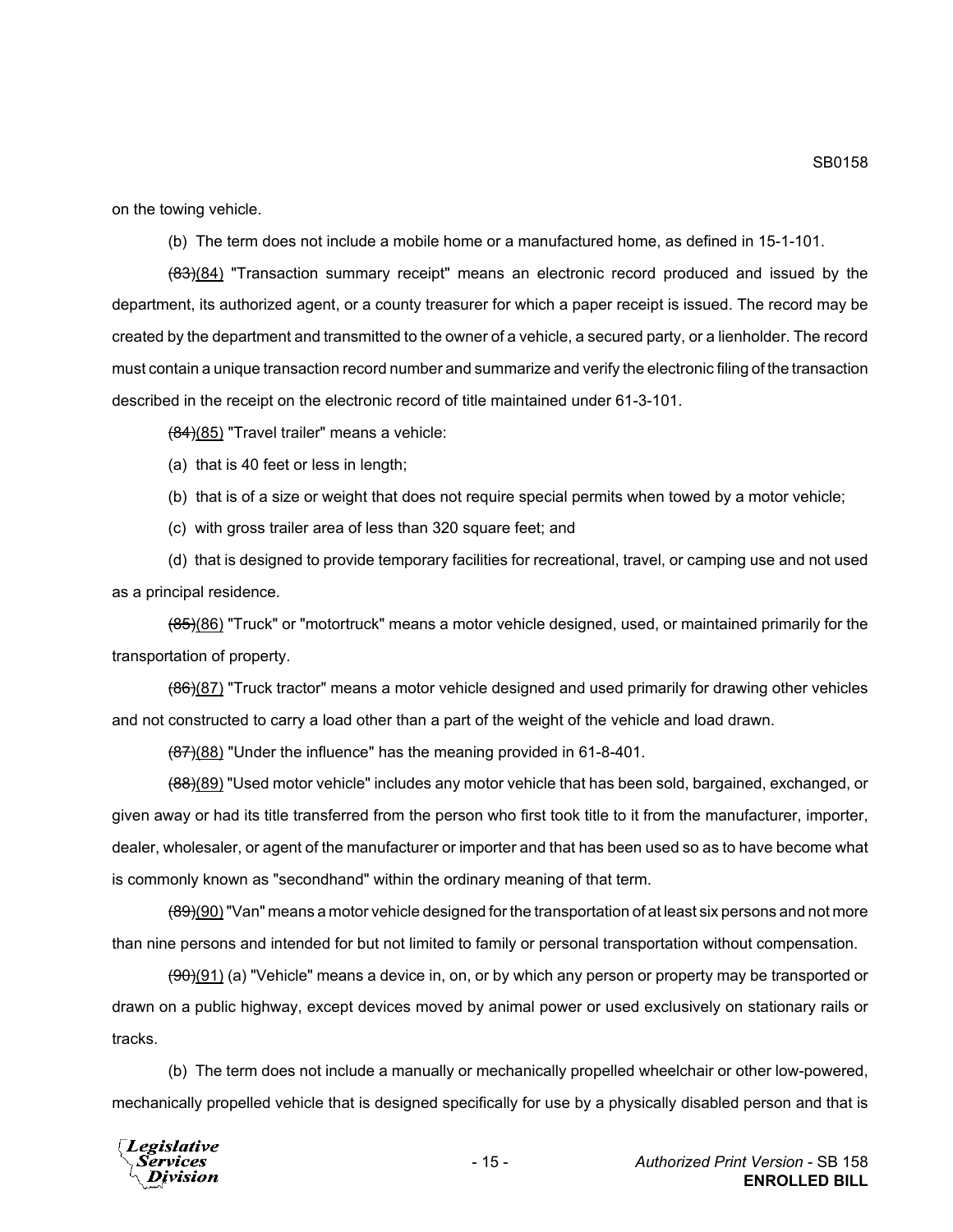on the towing vehicle.

(b) The term does not include a mobile home or a manufactured home, as defined in 15-1-101.

~~(83)~~(84) "Transaction summary receipt" means an electronic record produced and issued by the department, its authorized agent, or a county treasurer for which a paper receipt is issued. The record may be created by the department and transmitted to the owner of a vehicle, a secured party, or a lienholder. The record must contain a unique transaction record number and summarize and verify the electronic filing of the transaction described in the receipt on the electronic record of title maintained under 61-3-101.

~~(84)~~(85) "Travel trailer" means a vehicle:

(a) that is 40 feet or less in length;

(b) that is of a size or weight that does not require special permits when towed by a motor vehicle;

(c) with gross trailer area of less than 320 square feet; and

(d) that is designed to provide temporary facilities for recreational, travel, or camping use and not used as a principal residence.

~~(85)~~(86) "Truck" or "motortruck" means a motor vehicle designed, used, or maintained primarily for the transportation of property.

~~(86)~~(87) "Truck tractor" means a motor vehicle designed and used primarily for drawing other vehicles and not constructed to carry a load other than a part of the weight of the vehicle and load drawn.

~~(87)~~(88) "Under the influence" has the meaning provided in 61-8-401.

~~(88)~~(89) "Used motor vehicle" includes any motor vehicle that has been sold, bargained, exchanged, or given away or had its title transferred from the person who first took title to it from the manufacturer, importer, dealer, wholesaler, or agent of the manufacturer or importer and that has been used so as to have become what is commonly known as "secondhand" within the ordinary meaning of that term.

~~(89)~~(90) "Van" means a motor vehicle designed for the transportation of at least six persons and not more than nine persons and intended for but not limited to family or personal transportation without compensation.

~~(90)~~(91) (a) "Vehicle" means a device in, on, or by which any person or property may be transported or drawn on a public highway, except devices moved by animal power or used exclusively on stationary rails or tracks.

(b) The term does not include a manually or mechanically propelled wheelchair or other low-powered, mechanically propelled vehicle that is designed specifically for use by a physically disabled person and that is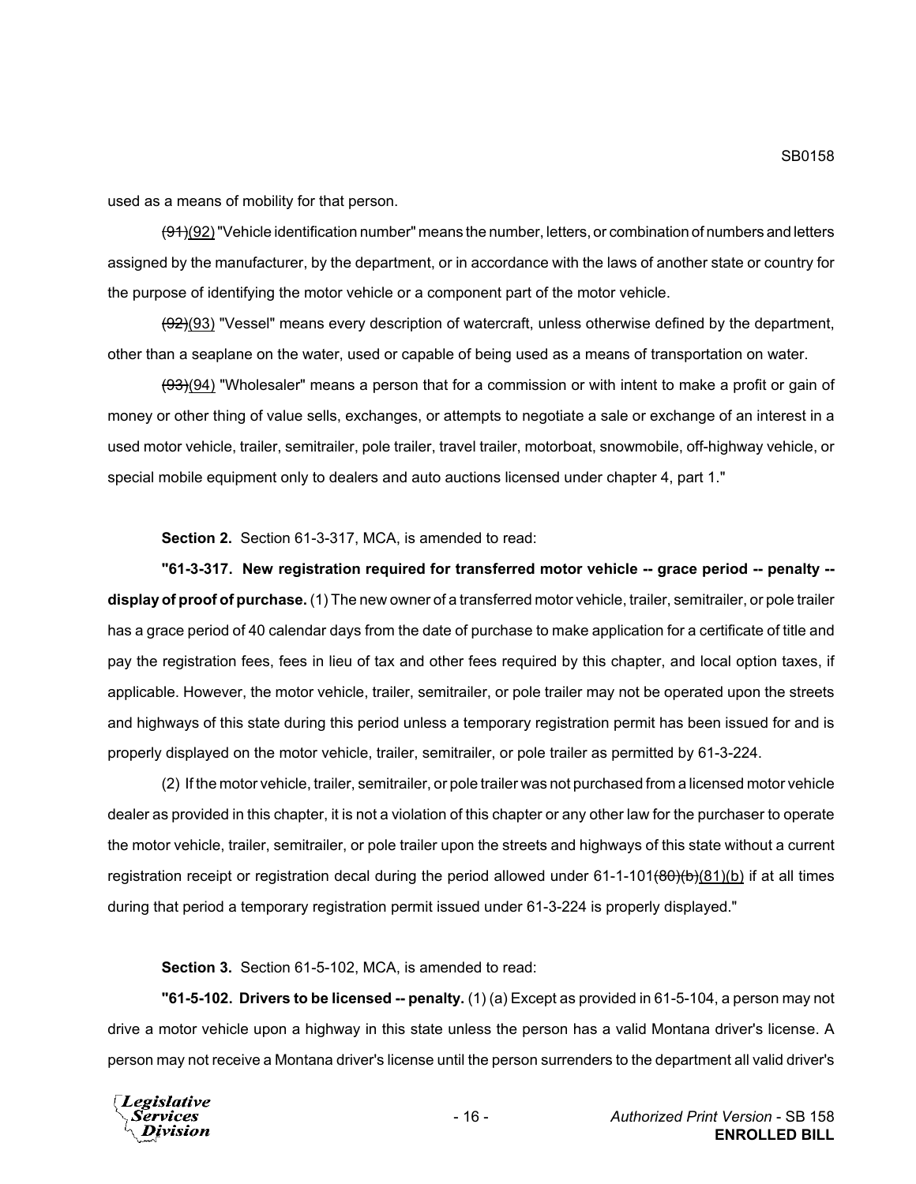used as a means of mobility for that person.

~~(91)~~(92) "Vehicle identification number" means the number, letters, or combination of numbers and letters assigned by the manufacturer, by the department, or in accordance with the laws of another state or country for the purpose of identifying the motor vehicle or a component part of the motor vehicle.

~~(92)~~(93) "Vessel" means every description of watercraft, unless otherwise defined by the department, other than a seaplane on the water, used or capable of being used as a means of transportation on water.

~~(93)~~(94) "Wholesaler" means a person that for a commission or with intent to make a profit or gain of money or other thing of value sells, exchanges, or attempts to negotiate a sale or exchange of an interest in a used motor vehicle, trailer, semitrailer, pole trailer, travel trailer, motorboat, snowmobile, off-highway vehicle, or special mobile equipment only to dealers and auto auctions licensed under chapter 4, part 1."

**Section 2.** Section 61-3-317, MCA, is amended to read:

**"61-3-317. New registration required for transferred motor vehicle -- grace period -- penalty -- display of proof of purchase.** (1) The new owner of a transferred motor vehicle, trailer, semitrailer, or pole trailer has a grace period of 40 calendar days from the date of purchase to make application for a certificate of title and pay the registration fees, fees in lieu of tax and other fees required by this chapter, and local option taxes, if applicable. However, the motor vehicle, trailer, semitrailer, or pole trailer may not be operated upon the streets and highways of this state during this period unless a temporary registration permit has been issued for and is properly displayed on the motor vehicle, trailer, semitrailer, or pole trailer as permitted by 61-3-224.

(2) If the motor vehicle, trailer, semitrailer, or pole trailer was not purchased from a licensed motor vehicle dealer as provided in this chapter, it is not a violation of this chapter or any other law for the purchaser to operate the motor vehicle, trailer, semitrailer, or pole trailer upon the streets and highways of this state without a current registration receipt or registration decal during the period allowed under 61-1-101~~(80)(b)~~(81)(b) if at all times during that period a temporary registration permit issued under 61-3-224 is properly displayed."

**Section 3.** Section 61-5-102, MCA, is amended to read:

**"61-5-102. Drivers to be licensed -- penalty.** (1) (a) Except as provided in 61-5-104, a person may not drive a motor vehicle upon a highway in this state unless the person has a valid Montana driver's license. A person may not receive a Montana driver's license until the person surrenders to the department all valid driver's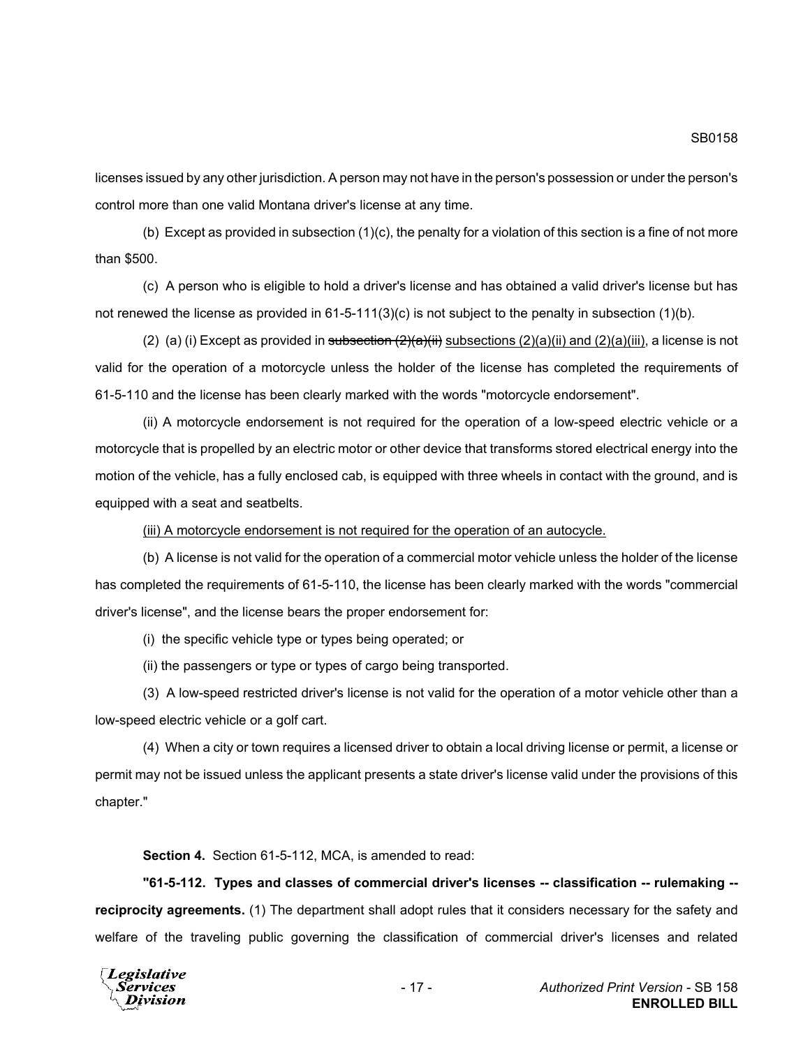licenses issued by any other jurisdiction. A person may not have in the person's possession or under the person's control more than one valid Montana driver's license at any time.

(b) Except as provided in subsection (1)(c), the penalty for a violation of this section is a fine of not more than $500.

(c) A person who is eligible to hold a driver's license and has obtained a valid driver's license but has not renewed the license as provided in 61-5-111(3)(c) is not subject to the penalty in subsection (1)(b).

(2) (a) (i) Except as provided in ~~subsection (2)(a)(ii)~~ <u>subsections (2)(a)(ii) and (2)(a)(iii)</u>, a license is not valid for the operation of a motorcycle unless the holder of the license has completed the requirements of 61-5-110 and the license has been clearly marked with the words "motorcycle endorsement".

(ii) A motorcycle endorsement is not required for the operation of a low-speed electric vehicle or a motorcycle that is propelled by an electric motor or other device that transforms stored electrical energy into the motion of the vehicle, has a fully enclosed cab, is equipped with three wheels in contact with the ground, and is equipped with a seat and seatbelts.

<u>(iii) A motorcycle endorsement is not required for the operation of an autocycle.</u>

(b) A license is not valid for the operation of a commercial motor vehicle unless the holder of the license has completed the requirements of 61-5-110, the license has been clearly marked with the words "commercial driver's license", and the license bears the proper endorsement for:

(i) the specific vehicle type or types being operated; or

(ii) the passengers or type or types of cargo being transported.

(3) A low-speed restricted driver's license is not valid for the operation of a motor vehicle other than a low-speed electric vehicle or a golf cart.

(4) When a city or town requires a licensed driver to obtain a local driving license or permit, a license or permit may not be issued unless the applicant presents a state driver's license valid under the provisions of this chapter."

**Section 4.** Section 61-5-112, MCA, is amended to read:

**"61-5-112. Types and classes of commercial driver's licenses -- classification -- rulemaking -- reciprocity agreements.** (1) The department shall adopt rules that it considers necessary for the safety and welfare of the traveling public governing the classification of commercial driver's licenses and related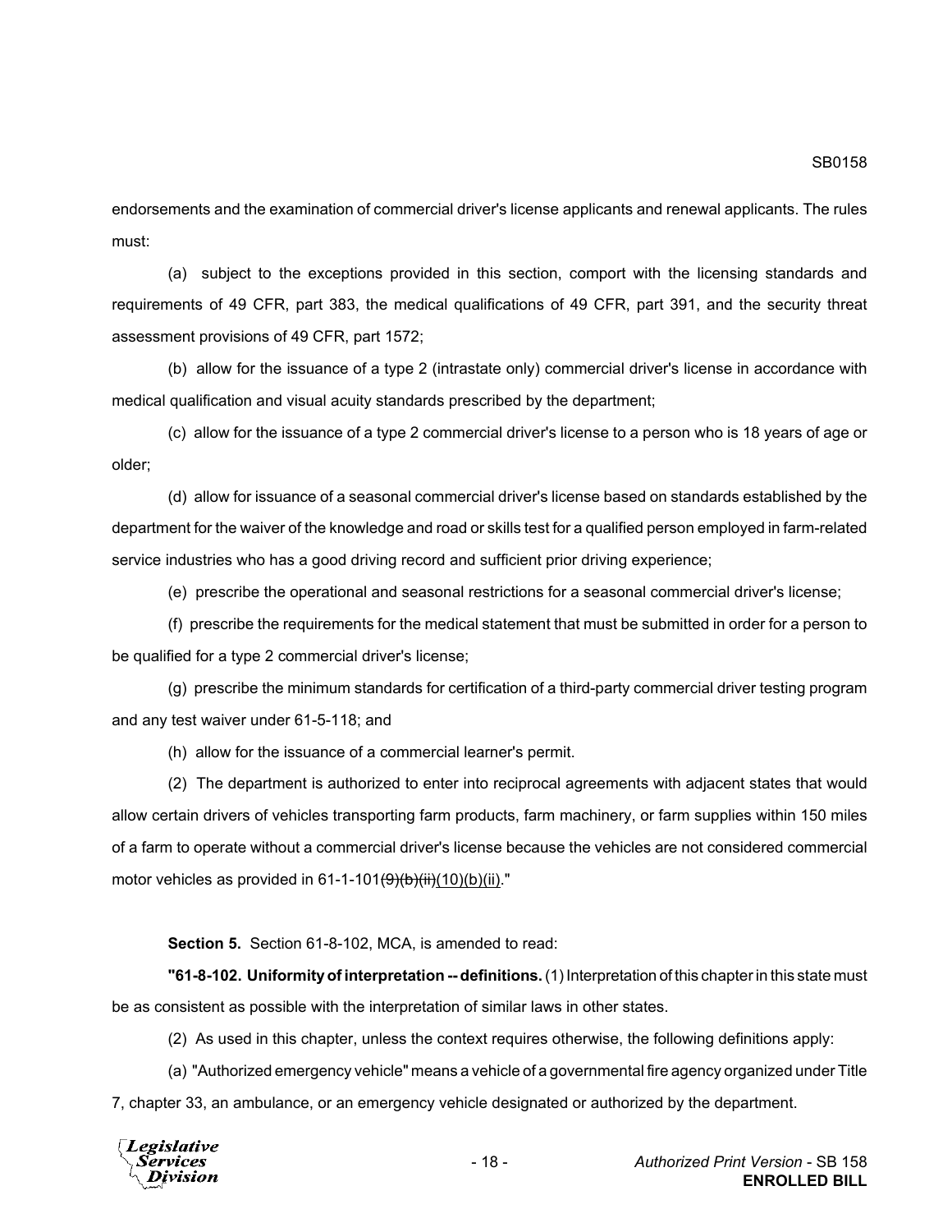endorsements and the examination of commercial driver's license applicants and renewal applicants. The rules must:

(a) subject to the exceptions provided in this section, comport with the licensing standards and requirements of 49 CFR, part 383, the medical qualifications of 49 CFR, part 391, and the security threat assessment provisions of 49 CFR, part 1572;

(b) allow for the issuance of a type 2 (intrastate only) commercial driver's license in accordance with medical qualification and visual acuity standards prescribed by the department;

(c) allow for the issuance of a type 2 commercial driver's license to a person who is 18 years of age or older;

(d) allow for issuance of a seasonal commercial driver's license based on standards established by the department for the waiver of the knowledge and road or skills test for a qualified person employed in farm-related service industries who has a good driving record and sufficient prior driving experience;

(e) prescribe the operational and seasonal restrictions for a seasonal commercial driver's license;

(f) prescribe the requirements for the medical statement that must be submitted in order for a person to be qualified for a type 2 commercial driver's license;

(g) prescribe the minimum standards for certification of a third-party commercial driver testing program and any test waiver under 61-5-118; and

(h) allow for the issuance of a commercial learner's permit.

(2) The department is authorized to enter into reciprocal agreements with adjacent states that would allow certain drivers of vehicles transporting farm products, farm machinery, or farm supplies within 150 miles of a farm to operate without a commercial driver's license because the vehicles are not considered commercial motor vehicles as provided in 61-1-101~~(9)(b)(ii)~~(10)(b)(ii)."

**Section 5.** Section 61-8-102, MCA, is amended to read:

**"61-8-102. Uniformity of interpretation -- definitions.** (1) Interpretation of this chapter in this state must be as consistent as possible with the interpretation of similar laws in other states.

(2) As used in this chapter, unless the context requires otherwise, the following definitions apply:

(a) "Authorized emergency vehicle" means a vehicle of a governmental fire agency organized under Title 7, chapter 33, an ambulance, or an emergency vehicle designated or authorized by the department.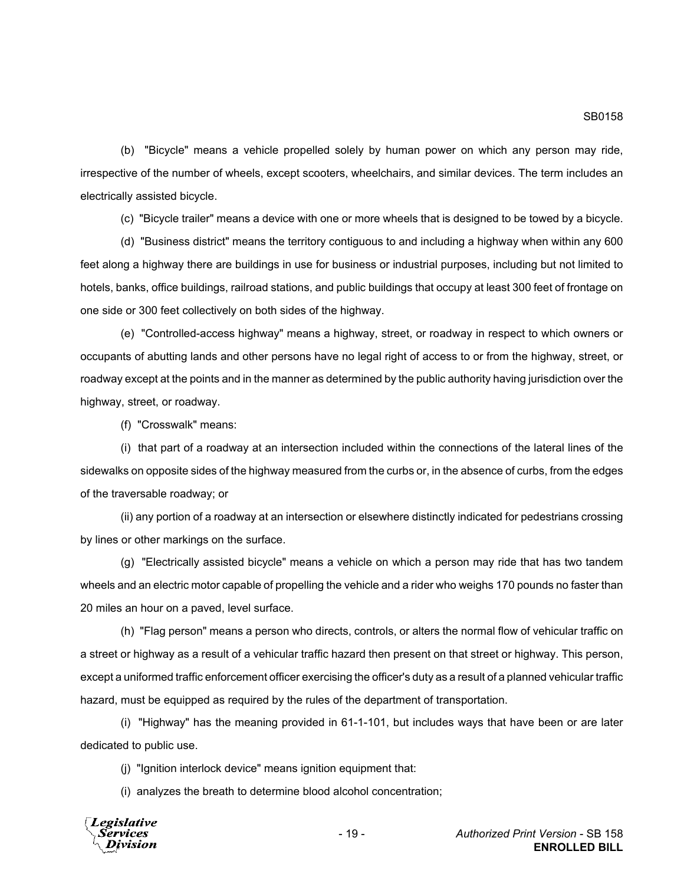(b) "Bicycle" means a vehicle propelled solely by human power on which any person may ride, irrespective of the number of wheels, except scooters, wheelchairs, and similar devices. The term includes an electrically assisted bicycle.

(c) "Bicycle trailer" means a device with one or more wheels that is designed to be towed by a bicycle.

(d) "Business district" means the territory contiguous to and including a highway when within any 600 feet along a highway there are buildings in use for business or industrial purposes, including but not limited to hotels, banks, office buildings, railroad stations, and public buildings that occupy at least 300 feet of frontage on one side or 300 feet collectively on both sides of the highway.

(e) "Controlled-access highway" means a highway, street, or roadway in respect to which owners or occupants of abutting lands and other persons have no legal right of access to or from the highway, street, or roadway except at the points and in the manner as determined by the public authority having jurisdiction over the highway, street, or roadway.

(f) "Crosswalk" means:

(i) that part of a roadway at an intersection included within the connections of the lateral lines of the sidewalks on opposite sides of the highway measured from the curbs or, in the absence of curbs, from the edges of the traversable roadway; or

(ii) any portion of a roadway at an intersection or elsewhere distinctly indicated for pedestrians crossing by lines or other markings on the surface.

(g) "Electrically assisted bicycle" means a vehicle on which a person may ride that has two tandem wheels and an electric motor capable of propelling the vehicle and a rider who weighs 170 pounds no faster than 20 miles an hour on a paved, level surface.

(h) "Flag person" means a person who directs, controls, or alters the normal flow of vehicular traffic on a street or highway as a result of a vehicular traffic hazard then present on that street or highway. This person, except a uniformed traffic enforcement officer exercising the officer's duty as a result of a planned vehicular traffic hazard, must be equipped as required by the rules of the department of transportation.

(i) "Highway" has the meaning provided in 61-1-101, but includes ways that have been or are later dedicated to public use.

(j) "Ignition interlock device" means ignition equipment that:

(i) analyzes the breath to determine blood alcohol concentration;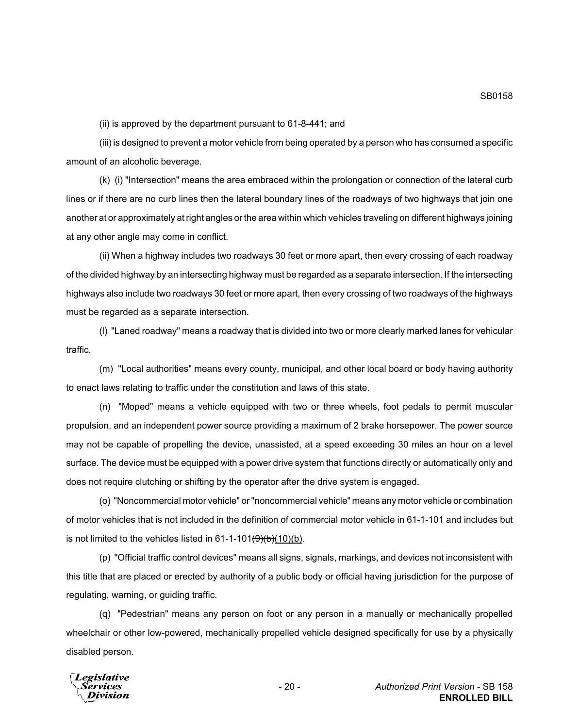(ii) is approved by the department pursuant to 61-8-441; and

(iii) is designed to prevent a motor vehicle from being operated by a person who has consumed a specific amount of an alcoholic beverage.

(k) (i) "Intersection" means the area embraced within the prolongation or connection of the lateral curb lines or if there are no curb lines then the lateral boundary lines of the roadways of two highways that join one another at or approximately at right angles or the area within which vehicles traveling on different highways joining at any other angle may come in conflict.

(ii) When a highway includes two roadways 30 feet or more apart, then every crossing of each roadway of the divided highway by an intersecting highway must be regarded as a separate intersection. If the intersecting highways also include two roadways 30 feet or more apart, then every crossing of two roadways of the highways must be regarded as a separate intersection.

(l) "Laned roadway" means a roadway that is divided into two or more clearly marked lanes for vehicular traffic.

(m) "Local authorities" means every county, municipal, and other local board or body having authority to enact laws relating to traffic under the constitution and laws of this state.

(n) "Moped" means a vehicle equipped with two or three wheels, foot pedals to permit muscular propulsion, and an independent power source providing a maximum of 2 brake horsepower. The power source may not be capable of propelling the device, unassisted, at a speed exceeding 30 miles an hour on a level surface. The device must be equipped with a power drive system that functions directly or automatically only and does not require clutching or shifting by the operator after the drive system is engaged.

(o) "Noncommercial motor vehicle" or "noncommercial vehicle" means any motor vehicle or combination of motor vehicles that is not included in the definition of commercial motor vehicle in 61-1-101 and includes but is not limited to the vehicles listed in 61-1-101~~(9)(b)~~(10)(b).

(p) "Official traffic control devices" means all signs, signals, markings, and devices not inconsistent with this title that are placed or erected by authority of a public body or official having jurisdiction for the purpose of regulating, warning, or guiding traffic.

(q) "Pedestrian" means any person on foot or any person in a manually or mechanically propelled wheelchair or other low-powered, mechanically propelled vehicle designed specifically for use by a physically disabled person.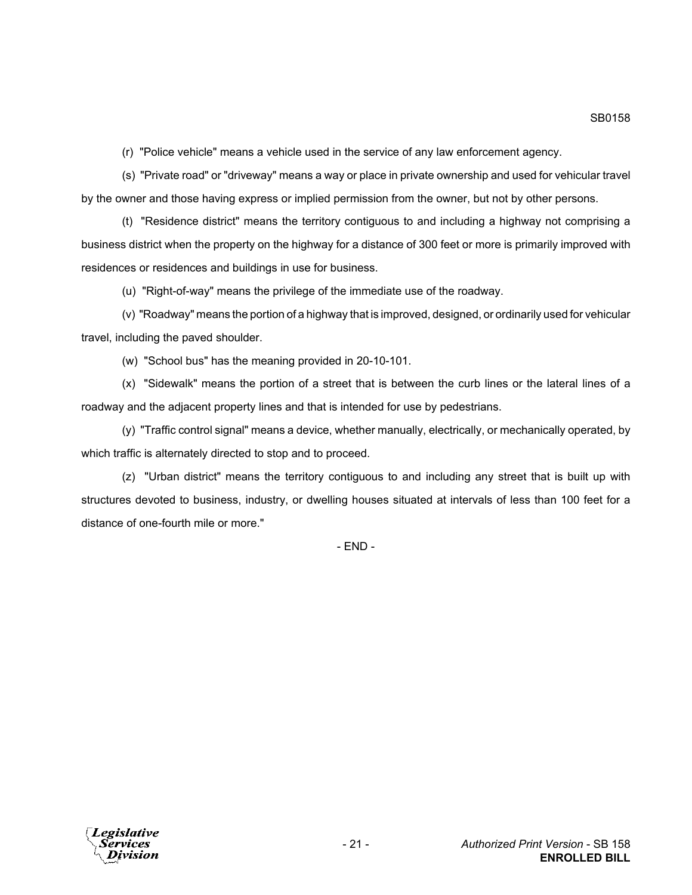(r) "Police vehicle" means a vehicle used in the service of any law enforcement agency.

(s) "Private road" or "driveway" means a way or place in private ownership and used for vehicular travel by the owner and those having express or implied permission from the owner, but not by other persons.

(t) "Residence district" means the territory contiguous to and including a highway not comprising a business district when the property on the highway for a distance of 300 feet or more is primarily improved with residences or residences and buildings in use for business.

(u) "Right-of-way" means the privilege of the immediate use of the roadway.

(v) "Roadway" means the portion of a highway that is improved, designed, or ordinarily used for vehicular travel, including the paved shoulder.

(w) "School bus" has the meaning provided in 20-10-101.

(x) "Sidewalk" means the portion of a street that is between the curb lines or the lateral lines of a roadway and the adjacent property lines and that is intended for use by pedestrians.

(y) "Traffic control signal" means a device, whether manually, electrically, or mechanically operated, by which traffic is alternately directed to stop and to proceed.

(z) "Urban district" means the territory contiguous to and including any street that is built up with structures devoted to business, industry, or dwelling houses situated at intervals of less than 100 feet for a distance of one-fourth mile or more."

- END -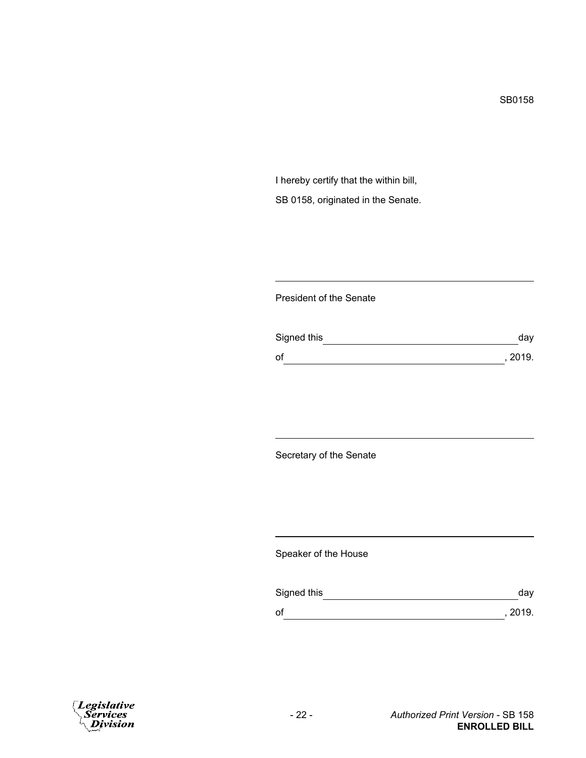SB0158

I hereby certify that the within bill,

SB 0158, originated in the Senate.

\_\_\_\_\_\_\_\_\_\_\_\_\_\_\_\_\_\_\_\_\_\_\_\_\_\_\_\_\_\_\_\_\_\_\_\_\_\_\_\_

President of the Senate

Signed this \_\_\_\_\_\_\_\_\_\_\_\_\_\_\_\_\_\_\_\_\_\_\_\_\_\_\_\_ day

of \_\_\_\_\_\_\_\_\_\_\_\_\_\_\_\_\_\_\_\_\_\_\_\_\_\_\_\_\_\_\_\_, 2019.

\_\_\_\_\_\_\_\_\_\_\_\_\_\_\_\_\_\_\_\_\_\_\_\_\_\_\_\_\_\_\_\_\_\_\_\_\_\_\_\_

Secretary of the Senate

\_\_\_\_\_\_\_\_\_\_\_\_\_\_\_\_\_\_\_\_\_\_\_\_\_\_\_\_\_\_\_\_\_\_\_\_\_\_\_\_

Speaker of the House

Signed this \_\_\_\_\_\_\_\_\_\_\_\_\_\_\_\_\_\_\_\_\_\_\_\_\_\_\_\_ day

of \_\_\_\_\_\_\_\_\_\_\_\_\_\_\_\_\_\_\_\_\_\_\_\_\_\_\_\_\_\_\_\_, 2019.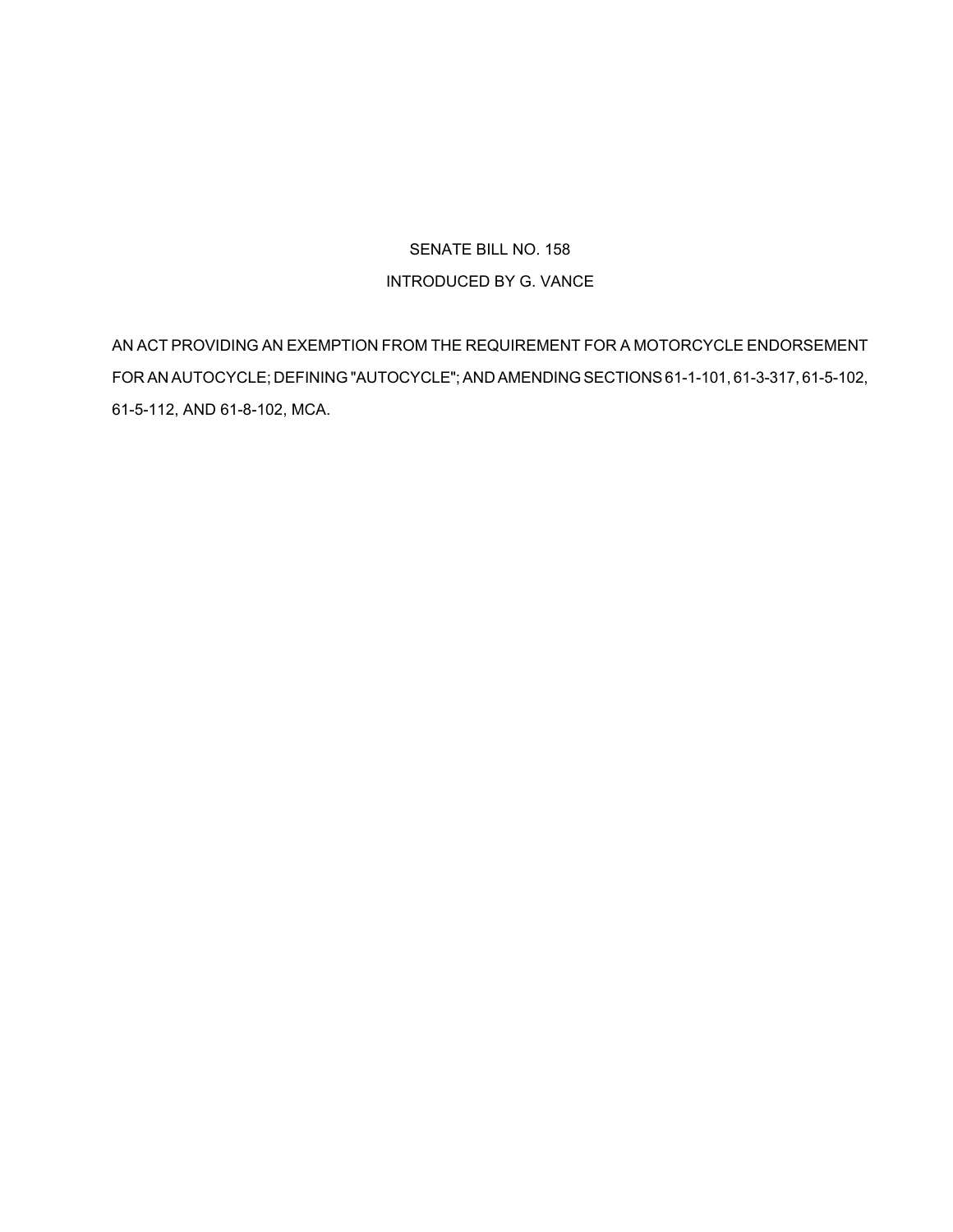SENATE BILL NO. 158

INTRODUCED BY G. VANCE

AN ACT PROVIDING AN EXEMPTION FROM THE REQUIREMENT FOR A MOTORCYCLE ENDORSEMENT FOR AN AUTOCYCLE; DEFINING "AUTOCYCLE"; AND AMENDING SECTIONS 61-1-101, 61-3-317, 61-5-102, 61-5-112, AND 61-8-102, MCA.